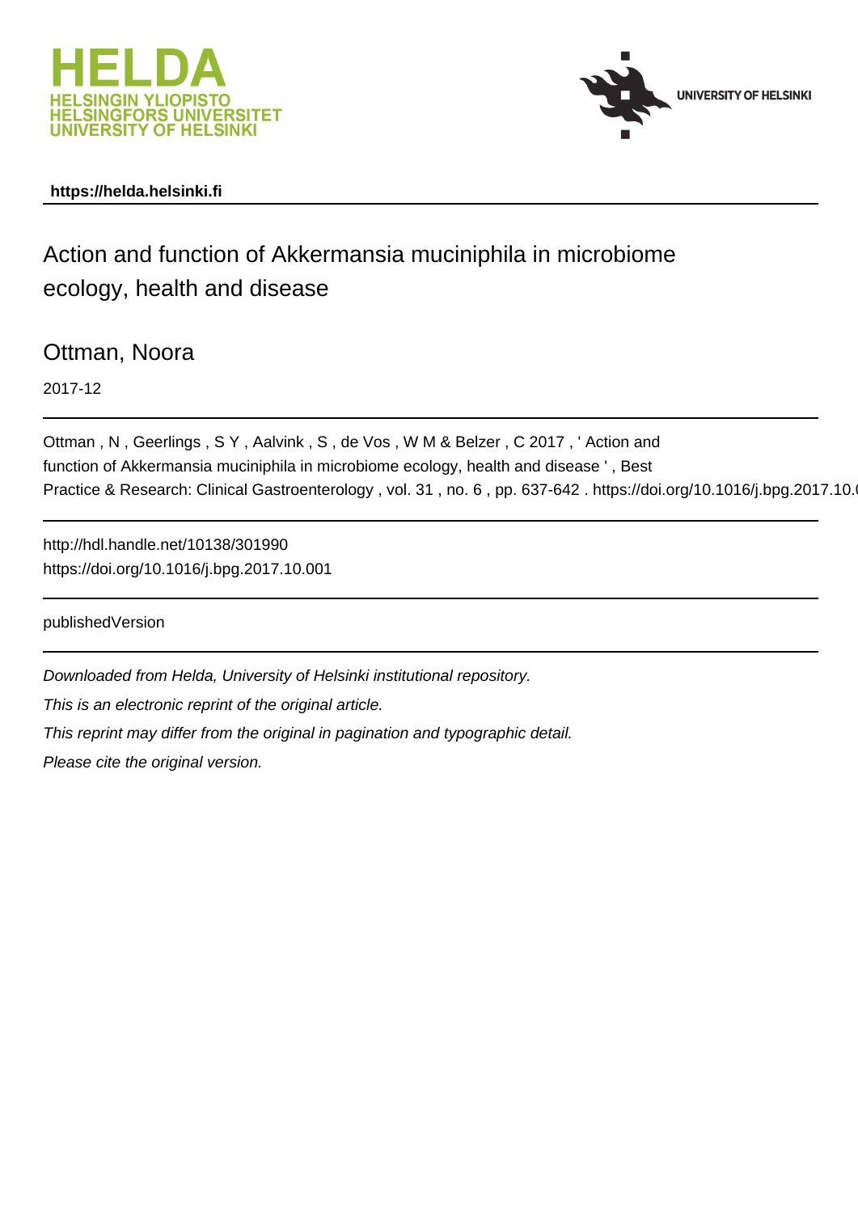HELDA
HELSINGIN YLIOPISTO
HELSINGFORS UNIVERSITET
UNIVERSITY OF HELSINKI

UNIVERSITY OF HELSINKI

**https://helda.helsinki.fi**

# Action and function of Akkermansia muciniphila in microbiome ecology, health and disease

## Ottman, Noora

2017-12

Ottman , N , Geerlings , S Y , Aalvink , S , de Vos , W M & Belzer , C 2017 , ' Action and function of Akkermansia muciniphila in microbiome ecology, health and disease ' , Best Practice & Research: Clinical Gastroenterology , vol. 31 , no. 6 , pp. 637-642 . https://doi.org/10.1016/j.bpg.2017.10.0

http://hdl.handle.net/10138/301990
https://doi.org/10.1016/j.bpg.2017.10.001

publishedVersion

*Downloaded from Helda, University of Helsinki institutional repository.*

*This is an electronic reprint of the original article.*

*This reprint may differ from the original in pagination and typographic detail.*

*Please cite the original version.*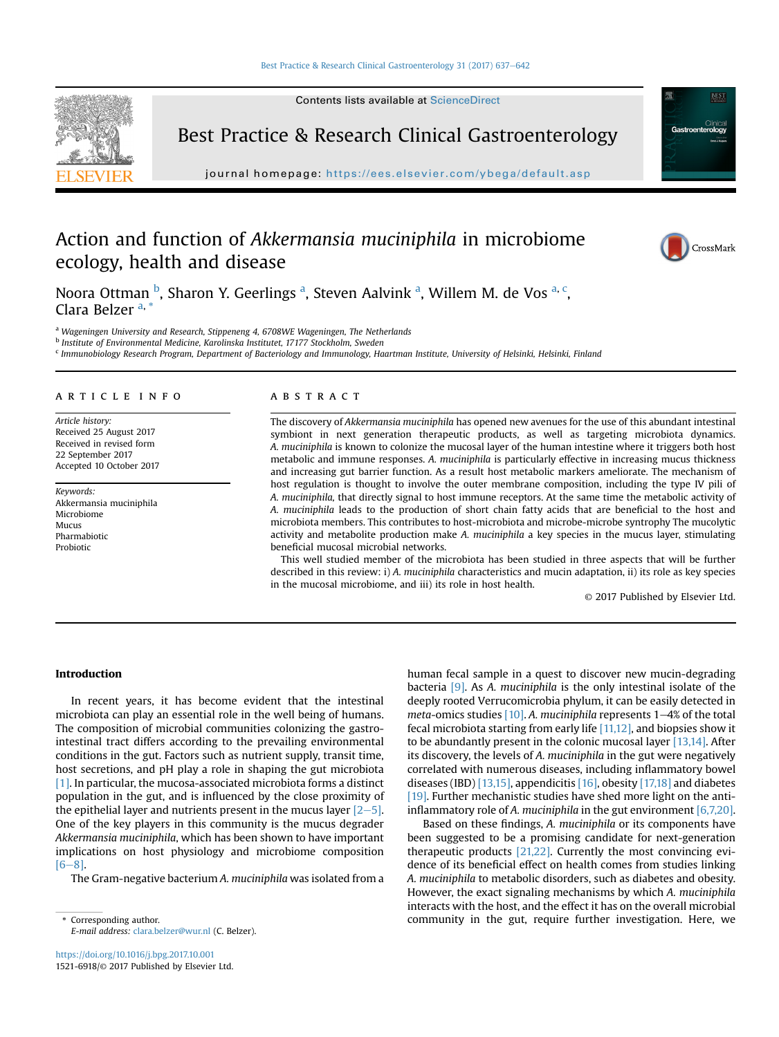# Action and function of *Akkermansia muciniphila* in microbiome ecology, health and disease

Noora Ottman [b], Sharon Y. Geerlings [a], Steven Aalvink [a], Willem M. de Vos [a, c], Clara Belzer [a, *]

[a] Wageningen University and Research, Stippeneng 4, 6708WE Wageningen, The Netherlands
[b] Institute of Environmental Medicine, Karolinska Institutet, 17177 Stockholm, Sweden
[c] Immunobiology Research Program, Department of Bacteriology and Immunology, Haartman Institute, University of Helsinki, Helsinki, Finland

## ARTICLE INFO

*Article history:*
Received 25 August 2017
Received in revised form
22 September 2017
Accepted 10 October 2017

*Keywords:*
Akkermansia muciniphila
Microbiome
Mucus
Pharmabiotic
Probiotic

## ABSTRACT

The discovery of *Akkermansia muciniphila* has opened new avenues for the use of this abundant intestinal symbiont in next generation therapeutic products, as well as targeting microbiota dynamics. *A. muciniphila* is known to colonize the mucosal layer of the human intestine where it triggers both host metabolic and immune responses. *A. muciniphila* is particularly effective in increasing mucus thickness and increasing gut barrier function. As a result host metabolic markers ameliorate. The mechanism of host regulation is thought to involve the outer membrane composition, including the type IV pili of *A. muciniphila,* that directly signal to host immune receptors. At the same time the metabolic activity of *A. muciniphila* leads to the production of short chain fatty acids that are beneficial to the host and microbiota members. This contributes to host-microbiota and microbe-microbe syntrophy The mucolytic activity and metabolite production make *A. muciniphila* a key species in the mucus layer, stimulating beneficial mucosal microbial networks.

This well studied member of the microbiota has been studied in three aspects that will be further described in this review: i) *A. muciniphila* characteristics and mucin adaptation, ii) its role as key species in the mucosal microbiome, and iii) its role in host health.

© 2017 Published by Elsevier Ltd.

## Introduction

In recent years, it has become evident that the intestinal microbiota can play an essential role in the well being of humans. The composition of microbial communities colonizing the gastrointestinal tract differs according to the prevailing environmental conditions in the gut. Factors such as nutrient supply, transit time, host secretions, and pH play a role in shaping the gut microbiota [1]. In particular, the mucosa-associated microbiota forms a distinct population in the gut, and is influenced by the close proximity of the epithelial layer and nutrients present in the mucus layer [2–5]. One of the key players in this community is the mucus degrader *Akkermansia muciniphila*, which has been shown to have important implications on host physiology and microbiome composition [6–8].

The Gram-negative bacterium *A. muciniphila* was isolated from a human fecal sample in a quest to discover new mucin-degrading bacteria [9]. As *A. muciniphila* is the only intestinal isolate of the deeply rooted Verrucomicrobia phylum, it can be easily detected in *meta*-omics studies [10]. *A. muciniphila* represents 1–4% of the total fecal microbiota starting from early life [11,12], and biopsies show it to be abundantly present in the colonic mucosal layer [13,14]. After its discovery, the levels of *A. muciniphila* in the gut were negatively correlated with numerous diseases, including inflammatory bowel diseases (IBD) [13,15], appendicitis [16], obesity [17,18] and diabetes [19]. Further mechanistic studies have shed more light on the anti-inflammatory role of *A. muciniphila* in the gut environment [6,7,20].

Based on these findings, *A. muciniphila* or its components have been suggested to be a promising candidate for next-generation therapeutic products [21,22]. Currently the most convincing evidence of its beneficial effect on health comes from studies linking *A. muciniphila* to metabolic disorders, such as diabetes and obesity. However, the exact signaling mechanisms by which *A. muciniphila* interacts with the host, and the effect it has on the overall microbial community in the gut, require further investigation. Here, we

\* Corresponding author.
*E-mail address:* clara.belzer@wur.nl (C. Belzer).

https://doi.org/10.1016/j.bpg.2017.10.001
1521-6918/© 2017 Published by Elsevier Ltd.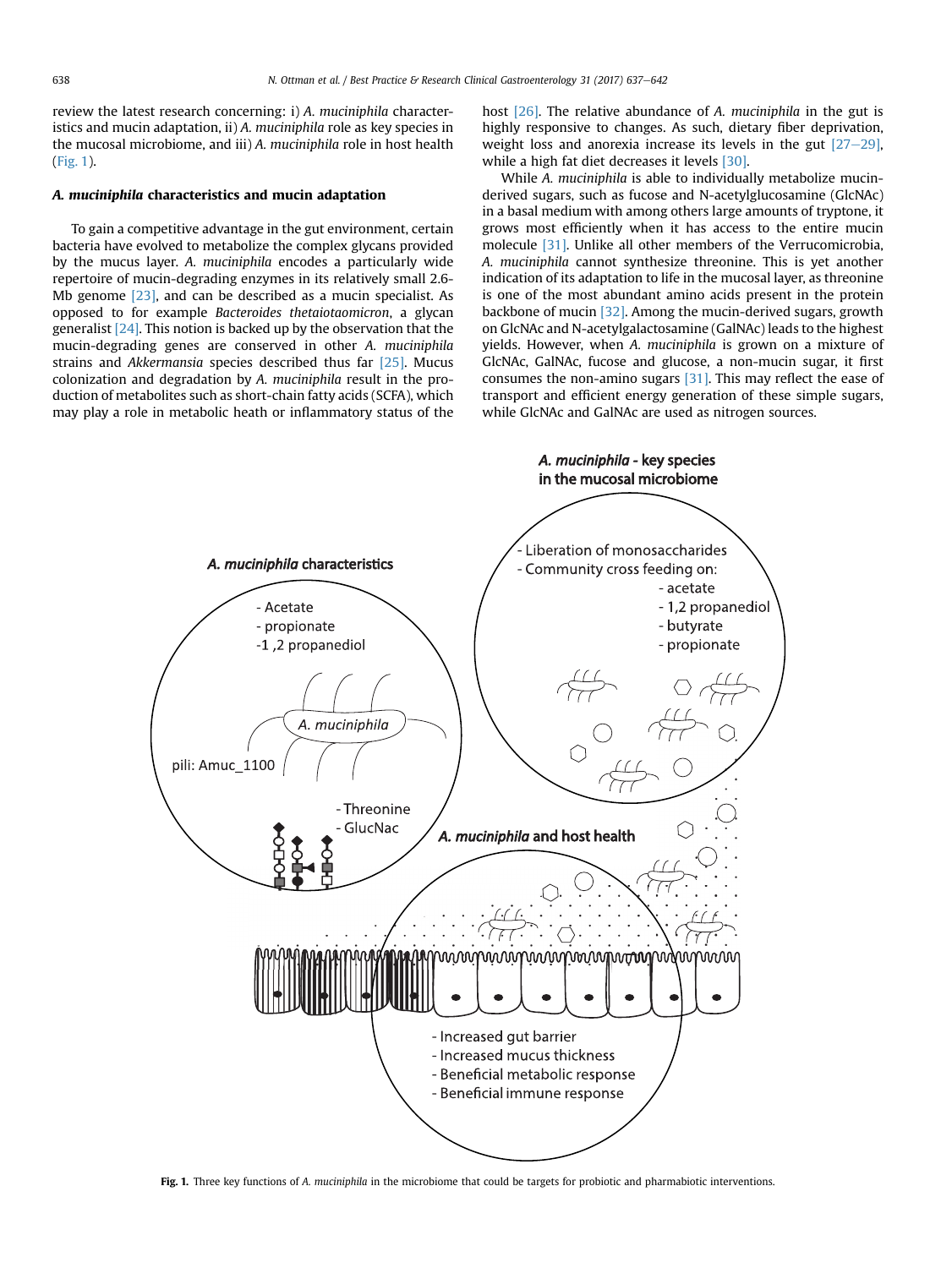review the latest research concerning: i) *A. muciniphila* characteristics and mucin adaptation, ii) *A. muciniphila* role as key species in the mucosal microbiome, and iii) *A. muciniphila* role in host health (Fig. 1).

### *A. muciniphila* characteristics and mucin adaptation

To gain a competitive advantage in the gut environment, certain bacteria have evolved to metabolize the complex glycans provided by the mucus layer. *A. muciniphila* encodes a particularly wide repertoire of mucin-degrading enzymes in its relatively small 2.6-Mb genome [23], and can be described as a mucin specialist. As opposed to for example *Bacteroides thetaiotaomicron*, a glycan generalist [24]. This notion is backed up by the observation that the mucin-degrading genes are conserved in other *A. muciniphila* strains and *Akkermansia* species described thus far [25]. Mucus colonization and degradation by *A. muciniphila* result in the production of metabolites such as short-chain fatty acids (SCFA), which may play a role in metabolic heath or inflammatory status of the host [26]. The relative abundance of *A. muciniphila* in the gut is highly responsive to changes. As such, dietary fiber deprivation, weight loss and anorexia increase its levels in the gut [27–29], while a high fat diet decreases it levels [30].

While *A. muciniphila* is able to individually metabolize mucin-derived sugars, such as fucose and N-acetylglucosamine (GlcNAc) in a basal medium with among others large amounts of tryptone, it grows most efficiently when it has access to the entire mucin molecule [31]. Unlike all other members of the Verrucomicrobia, *A. muciniphila* cannot synthesize threonine. This is yet another indication of its adaptation to life in the mucosal layer, as threonine is one of the most abundant amino acids present in the protein backbone of mucin [32]. Among the mucin-derived sugars, growth on GlcNAc and N-acetylgalactosamine (GalNAc) leads to the highest yields. However, when *A. muciniphila* is grown on a mixture of GlcNAc, GalNAc, fucose and glucose, a non-mucin sugar, it first consumes the non-amino sugars [31]. This may reflect the ease of transport and efficient energy generation of these simple sugars, while GlcNAc and GalNAc are used as nitrogen sources.

**Fig. 1.** Three key functions of *A. muciniphila* in the microbiome that could be targets for probiotic and pharmabiotic interventions.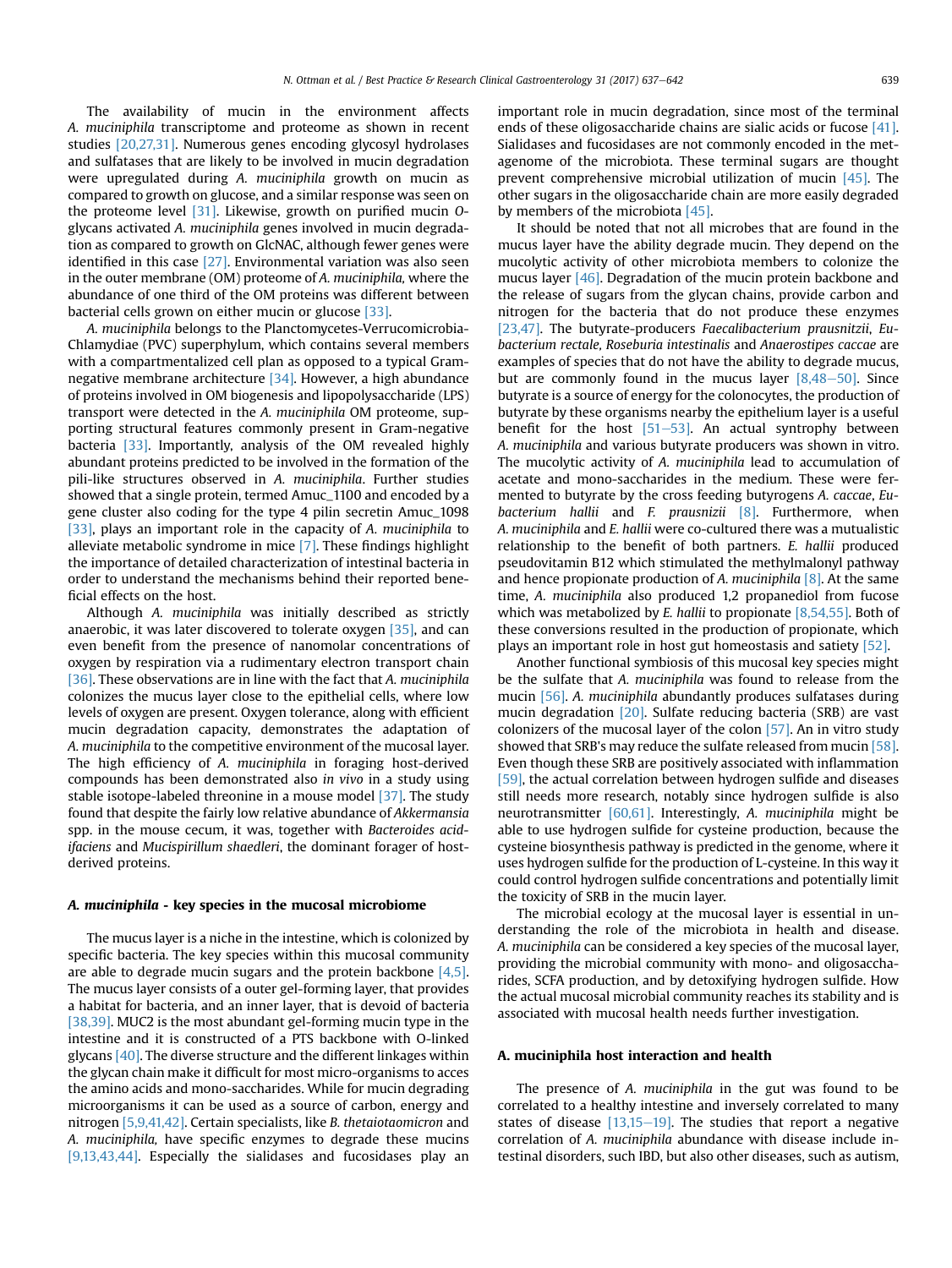The availability of mucin in the environment affects *A. muciniphila* transcriptome and proteome as shown in recent studies [20,27,31]. Numerous genes encoding glycosyl hydrolases and sulfatases that are likely to be involved in mucin degradation were upregulated during *A. muciniphila* growth on mucin as compared to growth on glucose, and a similar response was seen on the proteome level [31]. Likewise, growth on purified mucin *O*-glycans activated *A. muciniphila* genes involved in mucin degradation as compared to growth on GlcNAC, although fewer genes were identified in this case [27]. Environmental variation was also seen in the outer membrane (OM) proteome of *A. muciniphila,* where the abundance of one third of the OM proteins was different between bacterial cells grown on either mucin or glucose [33].

*A. muciniphila* belongs to the Planctomycetes-Verrucomicrobia-Chlamydiae (PVC) superphylum, which contains several members with a compartmentalized cell plan as opposed to a typical Gram-negative membrane architecture [34]. However, a high abundance of proteins involved in OM biogenesis and lipopolysaccharide (LPS) transport were detected in the *A. muciniphila* OM proteome, supporting structural features commonly present in Gram-negative bacteria [33]. Importantly, analysis of the OM revealed highly abundant proteins predicted to be involved in the formation of the pili-like structures observed in *A. muciniphila*. Further studies showed that a single protein, termed Amuc_1100 and encoded by a gene cluster also coding for the type 4 pilin secretin Amuc_1098 [33], plays an important role in the capacity of *A. muciniphila* to alleviate metabolic syndrome in mice [7]. These findings highlight the importance of detailed characterization of intestinal bacteria in order to understand the mechanisms behind their reported beneficial effects on the host.

Although *A. muciniphila* was initially described as strictly anaerobic, it was later discovered to tolerate oxygen [35], and can even benefit from the presence of nanomolar concentrations of oxygen by respiration via a rudimentary electron transport chain [36]. These observations are in line with the fact that *A. muciniphila* colonizes the mucus layer close to the epithelial cells, where low levels of oxygen are present. Oxygen tolerance, along with efficient mucin degradation capacity, demonstrates the adaptation of *A. muciniphila* to the competitive environment of the mucosal layer. The high efficiency of *A. muciniphila* in foraging host-derived compounds has been demonstrated also *in vivo* in a study using stable isotope-labeled threonine in a mouse model [37]. The study found that despite the fairly low relative abundance of *Akkermansia* spp. in the mouse cecum, it was, together with *Bacteroides acidifaciens* and *Mucispirillum shaedleri*, the dominant forager of host-derived proteins.

## *A. muciniphila* - key species in the mucosal microbiome

The mucus layer is a niche in the intestine, which is colonized by specific bacteria. The key species within this mucosal community are able to degrade mucin sugars and the protein backbone [4,5]. The mucus layer consists of a outer gel-forming layer, that provides a habitat for bacteria, and an inner layer, that is devoid of bacteria [38,39]. MUC2 is the most abundant gel-forming mucin type in the intestine and it is constructed of a PTS backbone with O-linked glycans [40]. The diverse structure and the different linkages within the glycan chain make it difficult for most micro-organisms to acces the amino acids and mono-saccharides. While for mucin degrading microorganisms it can be used as a source of carbon, energy and nitrogen [5,9,41,42]. Certain specialists, like *B. thetaiotaomicron* and *A. muciniphila,* have specific enzymes to degrade these mucins [9,13,43,44]. Especially the sialidases and fucosidases play an important role in mucin degradation, since most of the terminal ends of these oligosaccharide chains are sialic acids or fucose [41]. Sialidases and fucosidases are not commonly encoded in the metagenome of the microbiota. These terminal sugars are thought prevent comprehensive microbial utilization of mucin [45]. The other sugars in the oligosaccharide chain are more easily degraded by members of the microbiota [45].

It should be noted that not all microbes that are found in the mucus layer have the ability degrade mucin. They depend on the mucolytic activity of other microbiota members to colonize the mucus layer [46]. Degradation of the mucin protein backbone and the release of sugars from the glycan chains, provide carbon and nitrogen for the bacteria that do not produce these enzymes [23,47]. The butyrate-producers *Faecalibacterium prausnitzii*, *Eubacterium rectale, Roseburia intestinalis* and *Anaerostipes caccae* are examples of species that do not have the ability to degrade mucus, but are commonly found in the mucus layer [8,48–50]. Since butyrate is a source of energy for the colonocytes, the production of butyrate by these organisms nearby the epithelium layer is a useful benefit for the host [51–53]. An actual syntrophy between *A. muciniphila* and various butyrate producers was shown in vitro. The mucolytic activity of *A. muciniphila* lead to accumulation of acetate and mono-saccharides in the medium. These were fermented to butyrate by the cross feeding butyrogens *A. caccae*, *Eubacterium hallii* and *F. prausnizii* [8]. Furthermore, when *A. muciniphila* and *E. hallii* were co-cultured there was a mutualistic relationship to the benefit of both partners. *E. hallii* produced pseudovitamin B12 which stimulated the methylmalonyl pathway and hence propionate production of *A. muciniphila* [8]. At the same time, *A. muciniphila* also produced 1,2 propanediol from fucose which was metabolized by *E. hallii* to propionate [8,54,55]. Both of these conversions resulted in the production of propionate, which plays an important role in host gut homeostasis and satiety [52].

Another functional symbiosis of this mucosal key species might be the sulfate that *A. muciniphila* was found to release from the mucin [56]. *A. muciniphila* abundantly produces sulfatases during mucin degradation [20]. Sulfate reducing bacteria (SRB) are vast colonizers of the mucosal layer of the colon [57]. An in vitro study showed that SRB's may reduce the sulfate released from mucin [58]. Even though these SRB are positively associated with inflammation [59], the actual correlation between hydrogen sulfide and diseases still needs more research, notably since hydrogen sulfide is also neurotransmitter [60,61]. Interestingly, *A. muciniphila* might be able to use hydrogen sulfide for cysteine production, because the cysteine biosynthesis pathway is predicted in the genome, where it uses hydrogen sulfide for the production of L-cysteine. In this way it could control hydrogen sulfide concentrations and potentially limit the toxicity of SRB in the mucin layer.

The microbial ecology at the mucosal layer is essential in understanding the role of the microbiota in health and disease. *A. muciniphila* can be considered a key species of the mucosal layer, providing the microbial community with mono- and oligosaccharides, SCFA production, and by detoxifying hydrogen sulfide. How the actual mucosal microbial community reaches its stability and is associated with mucosal health needs further investigation.

## A. muciniphila host interaction and health

The presence of *A. muciniphila* in the gut was found to be correlated to a healthy intestine and inversely correlated to many states of disease [13,15–19]. The studies that report a negative correlation of *A. muciniphila* abundance with disease include intestinal disorders, such IBD, but also other diseases, such as autism,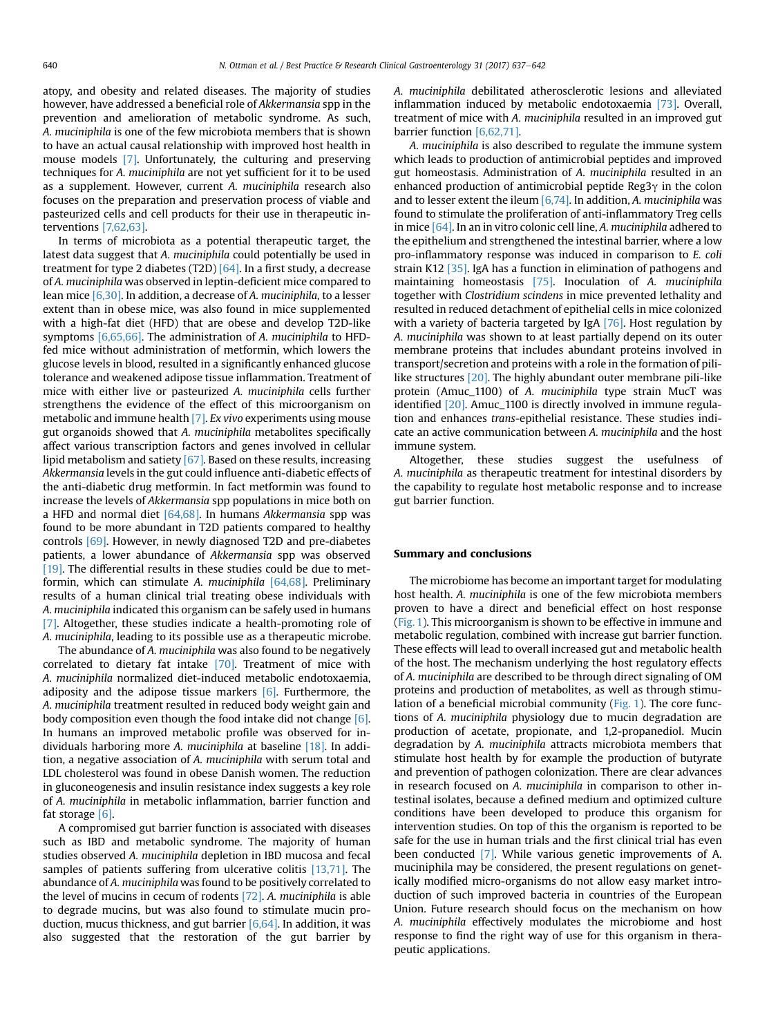atopy, and obesity and related diseases. The majority of studies however, have addressed a beneficial role of *Akkermansia* spp in the prevention and amelioration of metabolic syndrome. As such, *A. muciniphila* is one of the few microbiota members that is shown to have an actual causal relationship with improved host health in mouse models [7]. Unfortunately, the culturing and preserving techniques for *A. muciniphila* are not yet sufficient for it to be used as a supplement. However, current *A. muciniphila* research also focuses on the preparation and preservation process of viable and pasteurized cells and cell products for their use in therapeutic interventions [7,62,63].

In terms of microbiota as a potential therapeutic target, the latest data suggest that *A. muciniphila* could potentially be used in treatment for type 2 diabetes (T2D) [64]. In a first study, a decrease of *A. muciniphila* was observed in leptin-deficient mice compared to lean mice [6,30]. In addition, a decrease of *A. muciniphila*, to a lesser extent than in obese mice, was also found in mice supplemented with a high-fat diet (HFD) that are obese and develop T2D-like symptoms [6,65,66]. The administration of *A. muciniphila* to HFD-fed mice without administration of metformin, which lowers the glucose levels in blood, resulted in a significantly enhanced glucose tolerance and weakened adipose tissue inflammation. Treatment of mice with either live or pasteurized *A. muciniphila* cells further strengthens the evidence of the effect of this microorganism on metabolic and immune health [7]. *Ex vivo* experiments using mouse gut organoids showed that *A. muciniphila* metabolites specifically affect various transcription factors and genes involved in cellular lipid metabolism and satiety [67]. Based on these results, increasing *Akkermansia* levels in the gut could influence anti-diabetic effects of the anti-diabetic drug metformin. In fact metformin was found to increase the levels of *Akkermansia* spp populations in mice both on a HFD and normal diet [64,68]. In humans *Akkermansia* spp was found to be more abundant in T2D patients compared to healthy controls [69]. However, in newly diagnosed T2D and pre-diabetes patients, a lower abundance of *Akkermansia* spp was observed [19]. The differential results in these studies could be due to metformin, which can stimulate *A. muciniphila* [64,68]. Preliminary results of a human clinical trial treating obese individuals with *A. muciniphila* indicated this organism can be safely used in humans [7]. Altogether, these studies indicate a health-promoting role of *A. muciniphila*, leading to its possible use as a therapeutic microbe.

The abundance of *A. muciniphila* was also found to be negatively correlated to dietary fat intake [70]. Treatment of mice with *A. muciniphila* normalized diet-induced metabolic endotoxaemia, adiposity and the adipose tissue markers [6]. Furthermore, the *A. muciniphila* treatment resulted in reduced body weight gain and body composition even though the food intake did not change [6]. In humans an improved metabolic profile was observed for individuals harboring more *A. muciniphila* at baseline [18]. In addition, a negative association of *A. muciniphila* with serum total and LDL cholesterol was found in obese Danish women. The reduction in gluconeogenesis and insulin resistance index suggests a key role of *A. muciniphila* in metabolic inflammation, barrier function and fat storage [6].

A compromised gut barrier function is associated with diseases such as IBD and metabolic syndrome. The majority of human studies observed *A. muciniphila* depletion in IBD mucosa and fecal samples of patients suffering from ulcerative colitis [13,71]. The abundance of *A. muciniphila* was found to be positively correlated to the level of mucins in cecum of rodents [72]. *A. muciniphila* is able to degrade mucins, but was also found to stimulate mucin production, mucus thickness, and gut barrier [6,64]. In addition, it was also suggested that the restoration of the gut barrier by *A. muciniphila* debilitated atherosclerotic lesions and alleviated inflammation induced by metabolic endotoxaemia [73]. Overall, treatment of mice with *A. muciniphila* resulted in an improved gut barrier function [6,62,71].

*A. muciniphila* is also described to regulate the immune system which leads to production of antimicrobial peptides and improved gut homeostasis. Administration of *A. muciniphila* resulted in an enhanced production of antimicrobial peptide Reg3$\gamma$ in the colon and to lesser extent the ileum [6,74]. In addition, *A. muciniphila* was found to stimulate the proliferation of anti-inflammatory Treg cells in mice [64]. In an in vitro colonic cell line, *A. muciniphila* adhered to the epithelium and strengthened the intestinal barrier, where a low pro-inflammatory response was induced in comparison to *E. coli* strain K12 [35]. IgA has a function in elimination of pathogens and maintaining homeostasis [75]. Inoculation of *A. muciniphila* together with *Clostridium scindens* in mice prevented lethality and resulted in reduced detachment of epithelial cells in mice colonized with a variety of bacteria targeted by IgA [76]. Host regulation by *A. muciniphila* was shown to at least partially depend on its outer membrane proteins that includes abundant proteins involved in transport/secretion and proteins with a role in the formation of pili-like structures [20]. The highly abundant outer membrane pili-like protein (Amuc_1100) of *A. muciniphila* type strain MucT was identified [20]. Amuc_1100 is directly involved in immune regulation and enhances *trans*-epithelial resistance. These studies indicate an active communication between *A. muciniphila* and the host immune system.

Altogether, these studies suggest the usefulness of *A. muciniphila* as therapeutic treatment for intestinal disorders by the capability to regulate host metabolic response and to increase gut barrier function.

## Summary and conclusions

The microbiome has become an important target for modulating host health. *A. muciniphila* is one of the few microbiota members proven to have a direct and beneficial effect on host response (Fig. 1). This microorganism is shown to be effective in immune and metabolic regulation, combined with increase gut barrier function. These effects will lead to overall increased gut and metabolic health of the host. The mechanism underlying the host regulatory effects of *A. muciniphila* are described to be through direct signaling of OM proteins and production of metabolites, as well as through stimulation of a beneficial microbial community (Fig. 1). The core functions of *A. muciniphila* physiology due to mucin degradation are production of acetate, propionate, and 1,2-propanediol. Mucin degradation by *A. muciniphila* attracts microbiota members that stimulate host health by for example the production of butyrate and prevention of pathogen colonization. There are clear advances in research focused on *A. muciniphila* in comparison to other intestinal isolates, because a defined medium and optimized culture conditions have been developed to produce this organism for intervention studies. On top of this the organism is reported to be safe for the use in human trials and the first clinical trial has even been conducted [7]. While various genetic improvements of A. muciniphila may be considered, the present regulations on genetically modified micro-organisms do not allow easy market introduction of such improved bacteria in countries of the European Union. Future research should focus on the mechanism on how *A. muciniphila* effectively modulates the microbiome and host response to find the right way of use for this organism in therapeutic applications.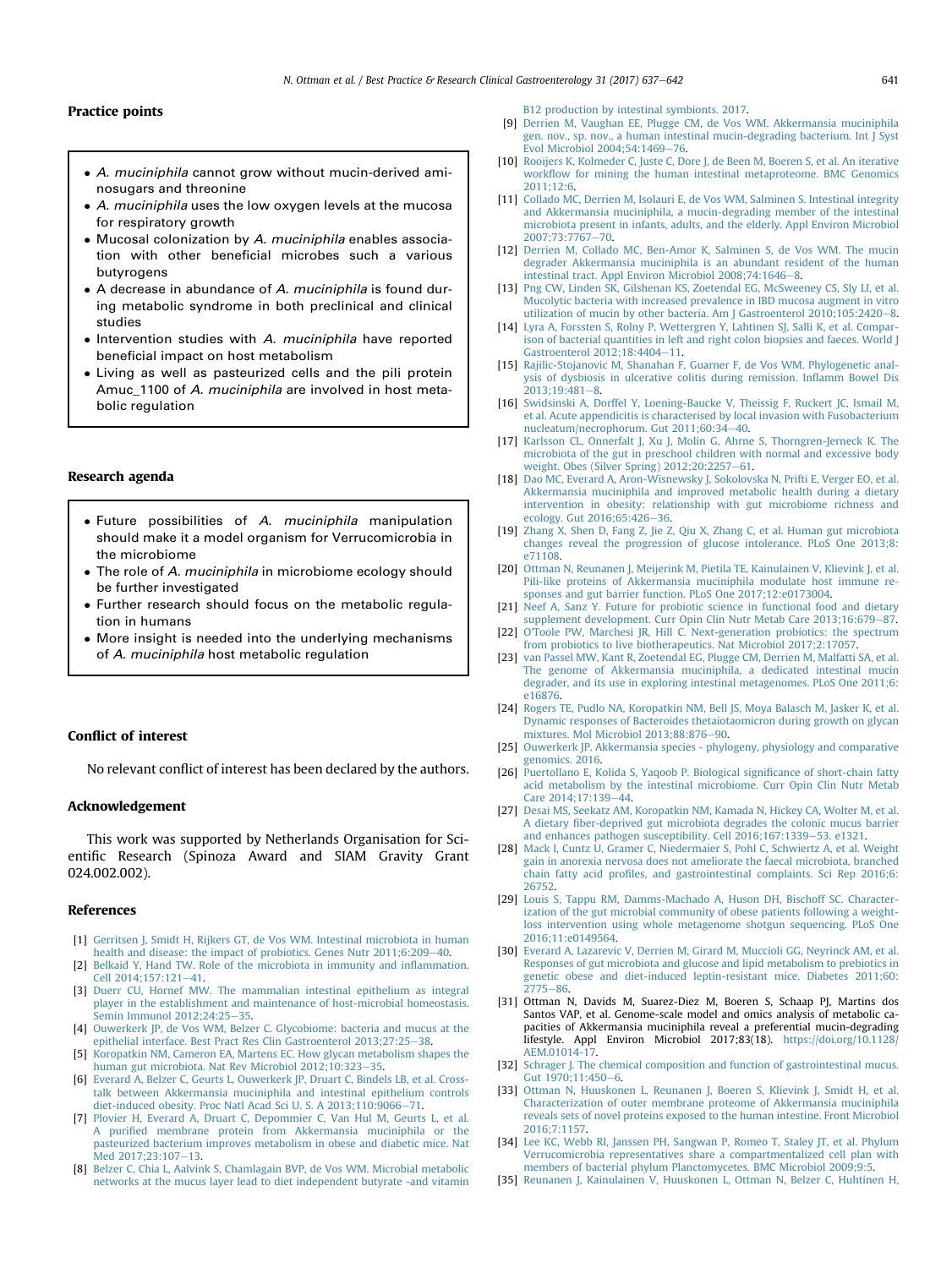## Practice points

- *A. muciniphila* cannot grow without mucin-derived aminosugars and threonine
- *A. muciniphila* uses the low oxygen levels at the mucosa for respiratory growth
- Mucosal colonization by *A. muciniphila* enables association with other beneficial microbes such a various butyrogens
- A decrease in abundance of *A. muciniphila* is found during metabolic syndrome in both preclinical and clinical studies
- Intervention studies with *A. muciniphila* have reported beneficial impact on host metabolism
- Living as well as pasteurized cells and the pili protein Amuc_1100 of *A. muciniphila* are involved in host metabolic regulation

## Research agenda

- Future possibilities of *A. muciniphila* manipulation should make it a model organism for Verrucomicrobia in the microbiome
- The role of *A. muciniphila* in microbiome ecology should be further investigated
- Further research should focus on the metabolic regulation in humans
- More insight is needed into the underlying mechanisms of *A. muciniphila* host metabolic regulation

## Conflict of interest

No relevant conflict of interest has been declared by the authors.

## Acknowledgement

This work was supported by Netherlands Organisation for Scientific Research (Spinoza Award and SIAM Gravity Grant 024.002.002).

## References

[1] Gerritsen J, Smidt H, Rijkers GT, de Vos WM. Intestinal microbiota in human health and disease: the impact of probiotics. Genes Nutr 2011;6:209–40.

[2] Belkaid Y, Hand TW. Role of the microbiota in immunity and inflammation. Cell 2014;157:121–41.

[3] Duerr CU, Hornef MW. The mammalian intestinal epithelium as integral player in the establishment and maintenance of host-microbial homeostasis. Semin Immunol 2012;24:25–35.

[4] Ouwerkerk JP, de Vos WM, Belzer C. Glycobiome: bacteria and mucus at the epithelial interface. Best Pract Res Clin Gastroenterol 2013;27:25–38.

[5] Koropatkin NM, Cameron EA, Martens EC. How glycan metabolism shapes the human gut microbiota. Nat Rev Microbiol 2012;10:323–35.

[6] Everard A, Belzer C, Geurts L, Ouwerkerk JP, Druart C, Bindels LB, et al. Cross-talk between Akkermansia muciniphila and intestinal epithelium controls diet-induced obesity. Proc Natl Acad Sci U. S. A 2013;110:9066–71.

[7] Plovier H, Everard A, Druart C, Depommier C, Van Hul M, Geurts L, et al. A purified membrane protein from Akkermansia muciniphila or the pasteurized bacterium improves metabolism in obese and diabetic mice. Nat Med 2017;23:107–13.

[8] Belzer C, Chia L, Aalvink S, Chamlagain BVP, de Vos WM. Microbial metabolic networks at the mucus layer lead to diet independent butyrate -and vitamin B12 production by intestinal symbionts. 2017.

[9] Derrien M, Vaughan EE, Plugge CM, de Vos WM. Akkermansia muciniphila gen. nov., sp. nov., a human intestinal mucin-degrading bacterium. Int J Syst Evol Microbiol 2004;54:1469–76.

[10] Rooijers K, Kolmeder C, Juste C, Dore J, de Been M, Boeren S, et al. An iterative workflow for mining the human intestinal metaproteome. BMC Genomics 2011;12:6.

[11] Collado MC, Derrien M, Isolauri E, de Vos WM, Salminen S. Intestinal integrity and Akkermansia muciniphila, a mucin-degrading member of the intestinal microbiota present in infants, adults, and the elderly. Appl Environ Microbiol 2007;73:7767–70.

[12] Derrien M, Collado MC, Ben-Amor K, Salminen S, de Vos WM. The mucin degrader Akkermansia muciniphila is an abundant resident of the human intestinal tract. Appl Environ Microbiol 2008;74:1646–8.

[13] Png CW, Linden SK, Gilshenan KS, Zoetendal EG, McSweeney CS, Sly LI, et al. Mucolytic bacteria with increased prevalence in IBD mucosa augment in vitro utilization of mucin by other bacteria. Am J Gastroenterol 2010;105:2420–8.

[14] Lyra A, Forssten S, Rolny P, Wettergren Y, Lahtinen SJ, Salli K, et al. Comparison of bacterial quantities in left and right colon biopsies and faeces. World J Gastroenterol 2012;18:4404–11.

[15] Rajilic-Stojanovic M, Shanahan F, Guarner F, de Vos WM. Phylogenetic analysis of dysbiosis in ulcerative colitis during remission. Inflamm Bowel Dis 2013;19:481–8.

[16] Swidsinski A, Dorffel Y, Loening-Baucke V, Theissig F, Ruckert JC, Ismail M, et al. Acute appendicitis is characterised by local invasion with Fusobacterium nucleatum/necrophorum. Gut 2011;60:34–40.

[17] Karlsson CL, Onnerfalt J, Xu J, Molin G, Ahrne S, Thorngren-Jerneck K. The microbiota of the gut in preschool children with normal and excessive body weight. Obes (Silver Spring) 2012;20:2257–61.

[18] Dao MC, Everard A, Aron-Wisnewsky J, Sokolovska N, Prifti E, Verger EO, et al. Akkermansia muciniphila and improved metabolic health during a dietary intervention in obesity: relationship with gut microbiome richness and ecology. Gut 2016;65:426–36.

[19] Zhang X, Shen D, Fang Z, Jie Z, Qiu X, Zhang C, et al. Human gut microbiota changes reveal the progression of glucose intolerance. PLoS One 2013;8:e71108.

[20] Ottman N, Reunanen J, Meijerink M, Pietila TE, Kainulainen V, Klievink J, et al. Pili-like proteins of Akkermansia muciniphila modulate host immune responses and gut barrier function. PLoS One 2017;12:e0173004.

[21] Neef A, Sanz Y. Future for probiotic science in functional food and dietary supplement development. Curr Opin Clin Nutr Metab Care 2013;16:679–87.

[22] O'Toole PW, Marchesi JR, Hill C. Next-generation probiotics: the spectrum from probiotics to live biotherapeutics. Nat Microbiol 2017;2:17057.

[23] van Passel MW, Kant R, Zoetendal EG, Plugge CM, Derrien M, Malfatti SA, et al. The genome of Akkermansia muciniphila, a dedicated intestinal mucin degrader, and its use in exploring intestinal metagenomes. PLoS One 2011;6:e16876.

[24] Rogers TE, Pudlo NA, Koropatkin NM, Bell JS, Moya Balasch M, Jasker K, et al. Dynamic responses of Bacteroides thetaiotaomicron during growth on glycan mixtures. Mol Microbiol 2013;88:876–90.

[25] Ouwerkerk JP. Akkermansia species - phylogeny, physiology and comparative genomics. 2016.

[26] Puertollano E, Kolida S, Yaqoob P. Biological significance of short-chain fatty acid metabolism by the intestinal microbiome. Curr Opin Clin Nutr Metab Care 2014;17:139–44.

[27] Desai MS, Seekatz AM, Koropatkin NM, Kamada N, Hickey CA, Wolter M, et al. A dietary fiber-deprived gut microbiota degrades the colonic mucus barrier and enhances pathogen susceptibility. Cell 2016;167:1339–53. e1321.

[28] Mack I, Cuntz U, Gramer C, Niedermaier S, Pohl C, Schwiertz A, et al. Weight gain in anorexia nervosa does not ameliorate the faecal microbiota, branched chain fatty acid profiles, and gastrointestinal complaints. Sci Rep 2016;6:26752.

[29] Louis S, Tappu RM, Damms-Machado A, Huson DH, Bischoff SC. Characterization of the gut microbial community of obese patients following a weight-loss intervention using whole metagenome shotgun sequencing. PLoS One 2016;11:e0149564.

[30] Everard A, Lazarevic V, Derrien M, Girard M, Muccioli GG, Neyrinck AM, et al. Responses of gut microbiota and glucose and lipid metabolism to prebiotics in genetic obese and diet-induced leptin-resistant mice. Diabetes 2011;60:2775–86.

[31] Ottman N, Davids M, Suarez-Diez M, Boeren S, Schaap PJ, Martins dos Santos VAP, et al. Genome-scale model and omics analysis of metabolic capacities of Akkermansia muciniphila reveal a preferential mucin-degrading lifestyle. Appl Environ Microbiol 2017;83(18). https://doi.org/10.1128/AEM.01014-17.

[32] Schrager J. The chemical composition and function of gastrointestinal mucus. Gut 1970;11:450–6.

[33] Ottman N, Huuskonen L, Reunanen J, Boeren S, Klievink J, Smidt H, et al. Characterization of outer membrane proteome of Akkermansia muciniphila reveals sets of novel proteins exposed to the human intestine. Front Microbiol 2016;7:1157.

[34] Lee KC, Webb RI, Janssen PH, Sangwan P, Romeo T, Staley JT, et al. Phylum Verrucomicrobia representatives share a compartmentalized cell plan with members of bacterial phylum Planctomycetes. BMC Microbiol 2009;9:5.

[35] Reunanen J, Kainulainen V, Huuskonen L, Ottman N, Belzer C, Huhtinen H,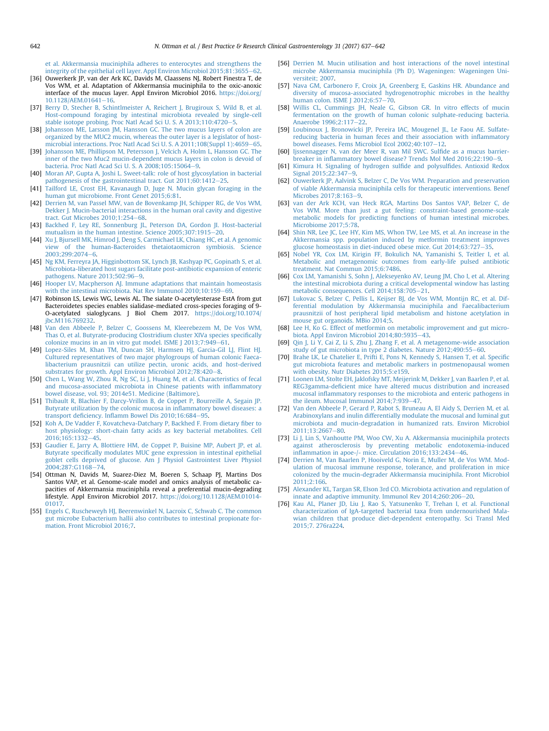et al. Akkermansia muciniphila adheres to enterocytes and strengthens the integrity of the epithelial cell layer. Appl Environ Microbiol 2015;81:3655–62.

[36] Ouwerkerk JP, van der Ark KC, Davids M, Claassens NJ, Robert Finestra T, de Vos WM, et al. Adaptation of Akkermansia muciniphila to the oxic-anoxic interface of the mucus layer. Appl Environ Microbiol 2016. https://doi.org/10.1128/AEM.01641–16.

[37] Berry D, Stecher B, Schintlmeister A, Reichert J, Brugiroux S, Wild B, et al. Host-compound foraging by intestinal microbiota revealed by single-cell stable isotope probing. Proc Natl Acad Sci U. S. A 2013;110:4720–5.

[38] Johansson ME, Larsson JM, Hansson GC. The two mucus layers of colon are organized by the MUC2 mucin, whereas the outer layer is a legislator of host-microbial interactions. Proc Natl Acad Sci U. S. A 2011;108(Suppl 1):4659–65.

[39] Johansson ME, Phillipson M, Petersson J, Velcich A, Holm L, Hansson GC. The inner of the two Muc2 mucin-dependent mucus layers in colon is devoid of bacteria. Proc Natl Acad Sci U. S. A 2008;105:15064–9.

[40] Moran AP, Gupta A, Joshi L. Sweet-talk: role of host glycosylation in bacterial pathogenesis of the gastrointestinal tract. Gut 2011;60:1412–25.

[41] Tailford LE, Crost EH, Kavanaugh D, Juge N. Mucin glycan foraging in the human gut microbiome. Front Genet 2015;6:81.

[42] Derrien M, van Passel MW, van de Bovenkamp JH, Schipper RG, de Vos WM, Dekker J. Mucin-bacterial interactions in the human oral cavity and digestive tract. Gut Microbes 2010;1:254–68.

[43] Backhed F, Ley RE, Sonnenburg JL, Peterson DA, Gordon JI. Host-bacterial mutualism in the human intestine. Science 2005;307:1915–20.

[44] Xu J, Bjursell MK, Himrod J, Deng S, Carmichael LK, Chiang HC, et al. A genomic view of the human-Bacteroides thetaiotaomicron symbiosis. Science 2003;299:2074–6.

[45] Ng KM, Ferreyra JA, Higginbottom SK, Lynch JB, Kashyap PC, Gopinath S, et al. Microbiota-liberated host sugars facilitate post-antibiotic expansion of enteric pathogens. Nature 2013;502:96–9.

[46] Hooper LV, Macpherson AJ. Immune adaptations that maintain homeostasis with the intestinal microbiota. Nat Rev Immunol 2010;10:159–69.

[47] Robinson LS, Lewis WG, Lewis AL. The sialate O-acetylesterase EstA from gut Bacteroidetes species enables sialidase-mediated cross-species foraging of 9-O-acetylated sialoglycans. J Biol Chem 2017. https://doi.org/10.1074/jbc.M116.769232.

[48] Van den Abbeele P, Belzer C, Goossens M, Kleerebezem M, De Vos WM, Thas O, et al. Butyrate-producing Clostridium cluster XIVa species specifically colonize mucins in an in vitro gut model. ISME J 2013;7:949–61.

[49] Lopez-Siles M, Khan TM, Duncan SH, Harmsen HJ, Garcia-Gil LJ, Flint HJ. Cultured representatives of two major phylogroups of human colonic Faecalibacterium prausnitzii can utilize pectin, uronic acids, and host-derived substrates for growth. Appl Environ Microbiol 2012;78:420–8.

[50] Chen L, Wang W, Zhou R, Ng SC, Li J, Huang M, et al. Characteristics of fecal and mucosa-associated microbiota in Chinese patients with inflammatory bowel disease, vol. 93; 2014e51. Medicine (Baltimore).

[51] Thibault R, Blachier F, Darcy-Vrillon B, de Coppet P, Bourreille A, Segain JP. Butyrate utilization by the colonic mucosa in inflammatory bowel diseases: a transport deficiency. Inflamm Bowel Dis 2010;16:684–95.

[52] Koh A, De Vadder F, Kovatcheva-Datchary P, Backhed F. From dietary fiber to host physiology: short-chain fatty acids as key bacterial metabolites. Cell 2016;165:1332–45.

[53] Gaudier E, Jarry A, Blottiere HM, de Coppet P, Buisine MP, Aubert JP, et al. Butyrate specifically modulates MUC gene expression in intestinal epithelial goblet cells deprived of glucose. Am J Physiol Gastrointest Liver Physiol 2004;287:G1168–74.

[54] Ottman N, Davids M, Suarez-Diez M, Boeren S, Schaap PJ, Martins Dos Santos VAP, et al. Genome-scale model and omics analysis of metabolic capacities of Akkermansia muciniphila reveal a preferential mucin-degrading lifestyle. Appl Environ Microbiol 2017. https://doi.org/10.1128/AEM.01014-01017.

[55] Engels C, Ruscheweyh HJ, Beerenwinkel N, Lacroix C, Schwab C. The common gut microbe Eubacterium hallii also contributes to intestinal propionate formation. Front Microbiol 2016;7.

[56] Derrien M. Mucin utilisation and host interactions of the novel intestinal microbe Akkermansia muciniphila (Ph D). Wageningen: Wageningen Universiteit; 2007.

[57] Nava GM, Carbonero F, Croix JA, Greenberg E, Gaskins HR. Abundance and diversity of mucosa-associated hydrogenotrophic microbes in the healthy human colon. ISME J 2012;6:57–70.

[58] Willis CL, Cummings JH, Neale G, Gibson GR. In vitro effects of mucin fermentation on the growth of human colonic sulphate-reducing bacteria. Anaerobe 1996;2:117–22.

[59] Loubinoux J, Bronowicki JP, Pereira IAC, Mougenel JL, Le Faou AE. Sulfate-reducing bacteria in human feces and their association with inflammatory bowel diseases. Fems Microbiol Ecol 2002;40:107–12.

[60] Ijssennagger N, van der Meer R, van Mil SWC. Sulfide as a mucus barrier-breaker in inflammatory bowel disease? Trends Mol Med 2016;22:190–9.

[61] Kimura H. Signaling of hydrogen sulfide and polysulfides. Antioxid Redox Signal 2015;22:347–9.

[62] Ouwerkerk JP, Aalvink S, Belzer C, De Vos WM. Preparation and preservation of viable Akkermansia muciniphila cells for therapeutic interventions. Benef Microbes 2017;8:163–9.

[63] van der Ark KCH, van Heck RGA, Martins Dos Santos VAP, Belzer C, de Vos WM. More than just a gut feeling: constraint-based genome-scale metabolic models for predicting functions of human intestinal microbes. Microbiome 2017;5:78.

[64] Shin NR, Lee JC, Lee HY, Kim MS, Whon TW, Lee MS, et al. An increase in the Akkermansia spp. population induced by metformin treatment improves glucose homeostasis in diet-induced obese mice. Gut 2014;63:727–35.

[65] Nobel YR, Cox LM, Kirigin FF, Bokulich NA, Yamanishi S, Teitler I, et al. Metabolic and metagenomic outcomes from early-life pulsed antibiotic treatment. Nat Commun 2015;6:7486.

[66] Cox LM, Yamanishi S, Sohn J, Alekseyenko AV, Leung JM, Cho I, et al. Altering the intestinal microbiota during a critical developmental window has lasting metabolic consequences. Cell 2014;158:705–21.

[67] Lukovac S, Belzer C, Pellis L, Keijser BJ, de Vos WM, Montijn RC, et al. Differential modulation by Akkermansia muciniphila and Faecalibacterium prausnitzii of host peripheral lipid metabolism and histone acetylation in mouse gut organoids. MBio 2014;5.

[68] Lee H, Ko G. Effect of metformin on metabolic improvement and gut microbiota. Appl Environ Microbiol 2014;80:5935–43.

[69] Qin J, Li Y, Cai Z, Li S, Zhu J, Zhang F, et al. A metagenome-wide association study of gut microbiota in type 2 diabetes. Nature 2012;490:55–60.

[70] Brahe LK, Le Chatelier E, Prifti E, Pons N, Kennedy S, Hansen T, et al. Specific gut microbiota features and metabolic markers in postmenopausal women with obesity. Nutr Diabetes 2015;5:e159.

[71] Loonen LM, Stolte EH, Jaklofsky MT, Meijerink M, Dekker J, van Baarlen P, et al. REG3gamma-deficient mice have altered mucus distribution and increased mucosal inflammatory responses to the microbiota and enteric pathogens in the ileum. Mucosal Immunol 2014;7:939–47.

[72] Van den Abbeele P, Gerard P, Rabot S, Bruneau A, El Aidy S, Derrien M, et al. Arabinoxylans and inulin differentially modulate the mucosal and luminal gut microbiota and mucin-degradation in humanized rats. Environ Microbiol 2011;13:2667–80.

[73] Li J, Lin S, Vanhoutte PM, Woo CW, Xu A. Akkermansia muciniphila protects against atherosclerosis by preventing metabolic endotoxemia-induced inflammation in apoe-/- mice. Circulation 2016;133:2434–46.

[74] Derrien M, Van Baarlen P, Hooiveld G, Norin E, Muller M, de Vos WM. Modulation of mucosal immune response, tolerance, and proliferation in mice colonized by the mucin-degrader Akkermansia muciniphila. Front Microbiol 2011;2:166.

[75] Alexander KL, Targan SR, Elson 3rd CO. Microbiota activation and regulation of innate and adaptive immunity. Immunol Rev 2014;260:206–20.

[76] Kau AL, Planer JD, Liu J, Rao S, Yatsunenko T, Trehan I, et al. Functional characterization of IgA-targeted bacterial taxa from undernourished Malawian children that produce diet-dependent enteropathy. Sci Transl Med 2015;7. 276ra224.